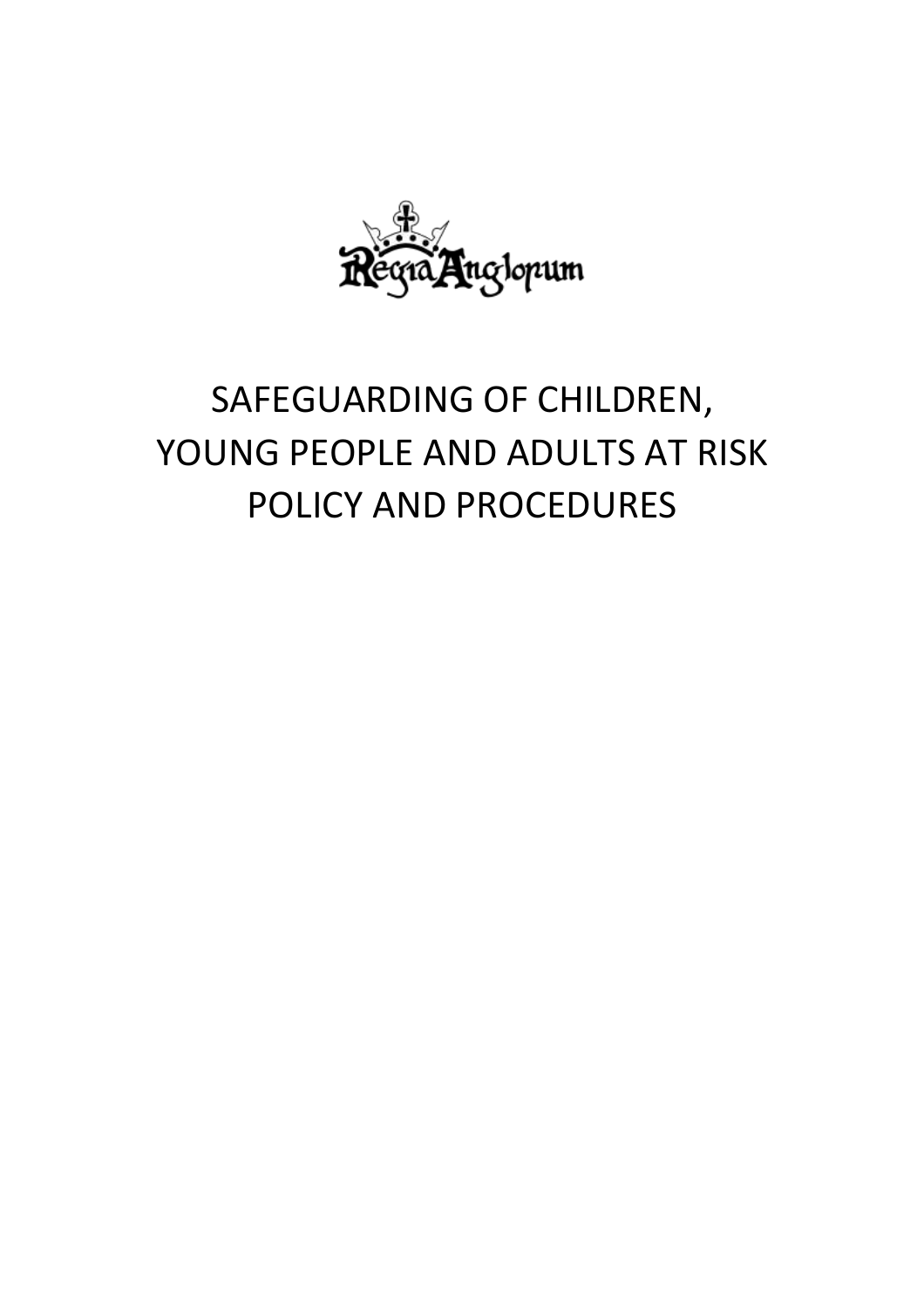Regia Anglorum

# SAFEGUARDING OF CHILDREN, YOUNG PEOPLE AND ADULTS AT RISK POLICY AND PROCEDURES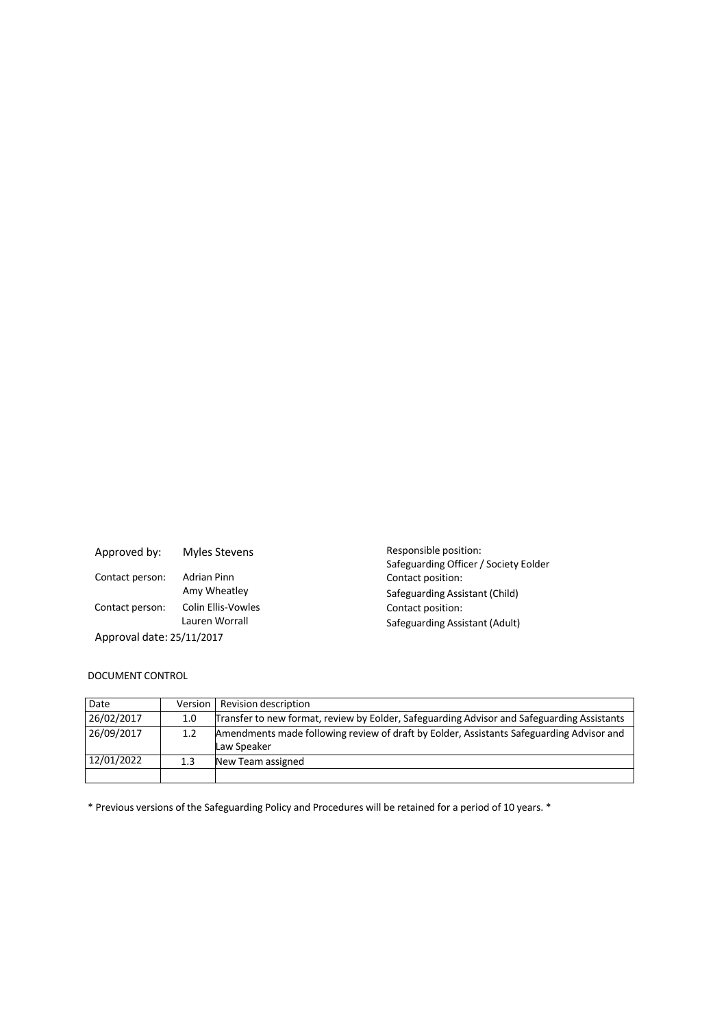| | | |
|---|---|---|
| Approved by: | Myles Stevens | Responsible position: Safeguarding Officer / Society Eolder |
| Contact person: | Adrian Pinn<br>Amy Wheatley | Contact position: Safeguarding Assistant (Child) |
| Contact person: | Colin Ellis-Vowles<br>Lauren Worrall | Contact position: Safeguarding Assistant (Adult) |

Approval date: 25/11/2017

DOCUMENT CONTROL

| Date | Version | Revision description |
|---|---|---|
| 26/02/2017 | 1.0 | Transfer to new format, review by Eolder, Safeguarding Advisor and Safeguarding Assistants |
| 26/09/2017 | 1.2 | Amendments made following review of draft by Eolder, Assistants Safeguarding Advisor and Law Speaker |
| 12/01/2022 | 1.3 | New Team assigned |
| | | |

\* Previous versions of the Safeguarding Policy and Procedures will be retained for a period of 10 years. \*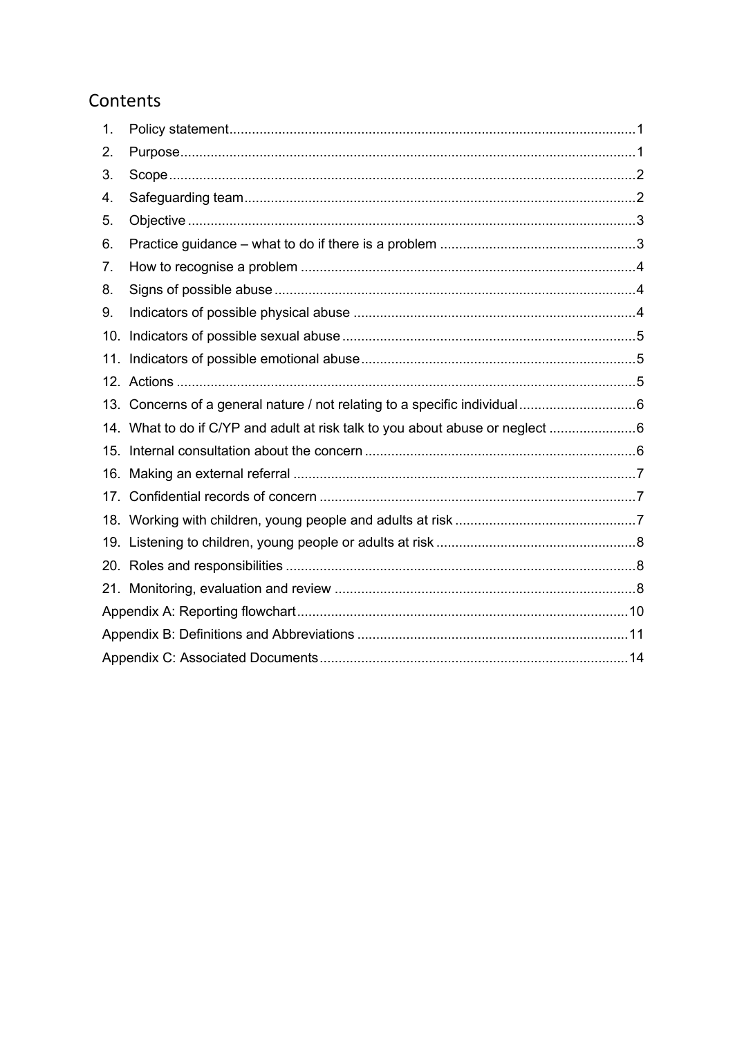# Contents

1. Policy statement ........................................................................................................ 1
2. Purpose ....................................................................................................................... 1
3. Scope .......................................................................................................................... 2
4. Safeguarding team ..................................................................................................... 2
5. Objective .................................................................................................................... 3
6. Practice guidance – what to do if there is a problem ................................................. 3
7. How to recognise a problem ...................................................................................... 4
8. Signs of possible abuse .............................................................................................. 4
9. Indicators of possible physical abuse ......................................................................... 4
10. Indicators of possible sexual abuse ............................................................................ 5
11. Indicators of possible emotional abuse ...................................................................... 5
12. Actions ....................................................................................................................... 5
13. Concerns of a general nature / not relating to a specific individual ............................ 6
14. What to do if C/YP and adult at risk talk to you about abuse or neglect ..................... 6
15. Internal consultation about the concern ..................................................................... 6
16. Making an external referral ......................................................................................... 7
17. Confidential records of concern .................................................................................. 7
18. Working with children, young people and adults at risk ............................................. 7
19. Listening to children, young people or adults at risk .................................................. 8
20. Roles and responsibilities ........................................................................................... 8
21. Monitoring, evaluation and review ............................................................................. 8

Appendix A: Reporting flowchart ..................................................................................... 10

Appendix B: Definitions and Abbreviations ...................................................................... 11

Appendix C: Associated Documents ................................................................................ 14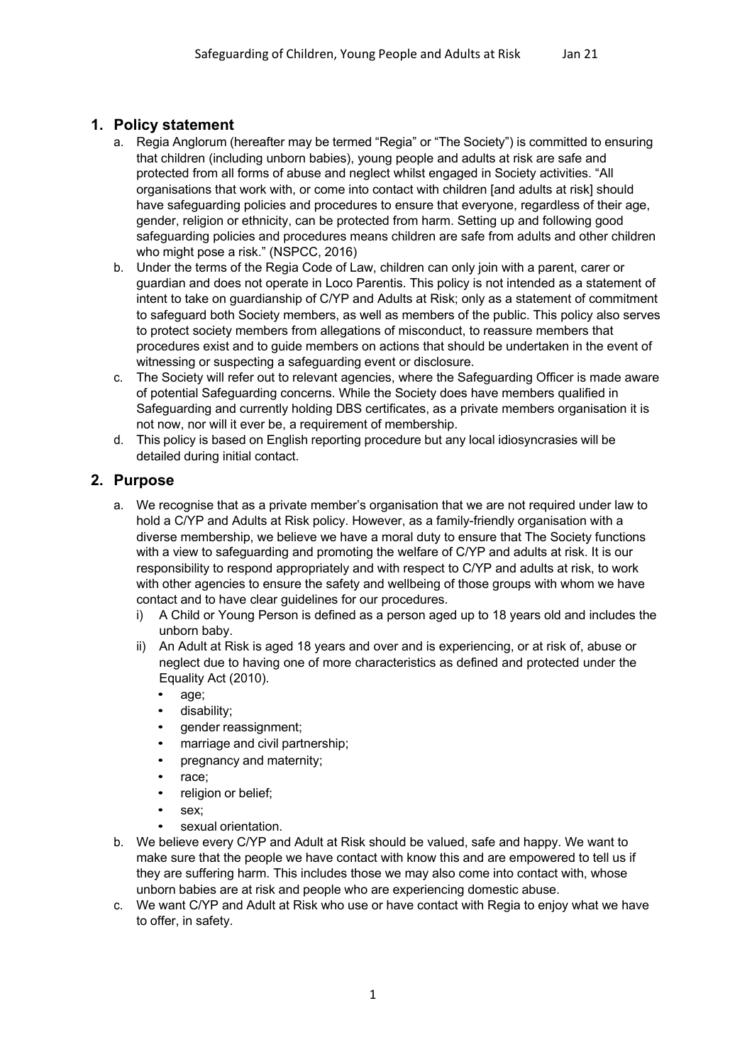## 1. Policy statement

a. Regia Anglorum (hereafter may be termed "Regia" or "The Society") is committed to ensuring that children (including unborn babies), young people and adults at risk are safe and protected from all forms of abuse and neglect whilst engaged in Society activities. "All organisations that work with, or come into contact with children [and adults at risk] should have safeguarding policies and procedures to ensure that everyone, regardless of their age, gender, religion or ethnicity, can be protected from harm. Setting up and following good safeguarding policies and procedures means children are safe from adults and other children who might pose a risk." (NSPCC, 2016)

b. Under the terms of the Regia Code of Law, children can only join with a parent, carer or guardian and does not operate in Loco Parentis. This policy is not intended as a statement of intent to take on guardianship of C/YP and Adults at Risk; only as a statement of commitment to safeguard both Society members, as well as members of the public. This policy also serves to protect society members from allegations of misconduct, to reassure members that procedures exist and to guide members on actions that should be undertaken in the event of witnessing or suspecting a safeguarding event or disclosure.

c. The Society will refer out to relevant agencies, where the Safeguarding Officer is made aware of potential Safeguarding concerns. While the Society does have members qualified in Safeguarding and currently holding DBS certificates, as a private members organisation it is not now, nor will it ever be, a requirement of membership.

d. This policy is based on English reporting procedure but any local idiosyncrasies will be detailed during initial contact.

## 2. Purpose

a. We recognise that as a private member's organisation that we are not required under law to hold a C/YP and Adults at Risk policy. However, as a family-friendly organisation with a diverse membership, we believe we have a moral duty to ensure that The Society functions with a view to safeguarding and promoting the welfare of C/YP and adults at risk. It is our responsibility to respond appropriately and with respect to C/YP and adults at risk, to work with other agencies to ensure the safety and wellbeing of those groups with whom we have contact and to have clear guidelines for our procedures.

   i) A Child or Young Person is defined as a person aged up to 18 years old and includes the unborn baby.

   ii) An Adult at Risk is aged 18 years and over and is experiencing, or at risk of, abuse or neglect due to having one of more characteristics as defined and protected under the Equality Act (2010).

   - age;
   - disability;
   - gender reassignment;
   - marriage and civil partnership;
   - pregnancy and maternity;
   - race;
   - religion or belief;
   - sex;
   - sexual orientation.

b. We believe every C/YP and Adult at Risk should be valued, safe and happy. We want to make sure that the people we have contact with know this and are empowered to tell us if they are suffering harm. This includes those we may also come into contact with, whose unborn babies are at risk and people who are experiencing domestic abuse.

c. We want C/YP and Adult at Risk who use or have contact with Regia to enjoy what we have to offer, in safety.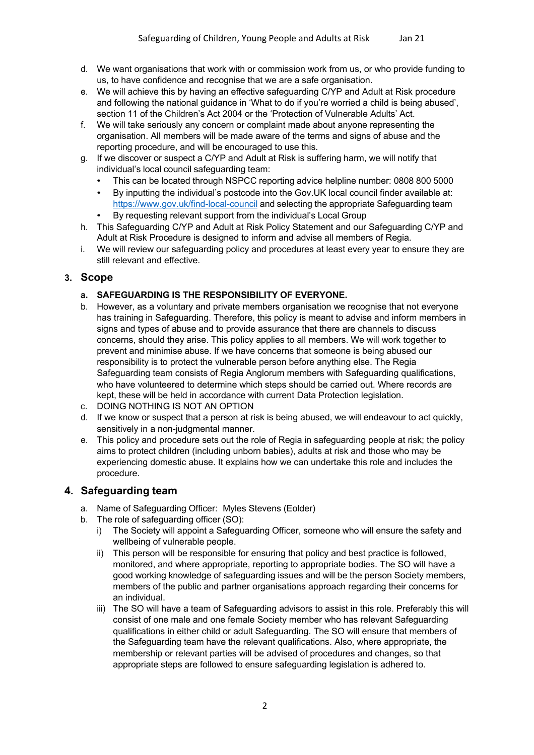d. We want organisations that work with or commission work from us, or who provide funding to us, to have confidence and recognise that we are a safe organisation.
e. We will achieve this by having an effective safeguarding C/YP and Adult at Risk procedure and following the national guidance in 'What to do if you're worried a child is being abused', section 11 of the Children's Act 2004 or the 'Protection of Vulnerable Adults' Act.
f. We will take seriously any concern or complaint made about anyone representing the organisation. All members will be made aware of the terms and signs of abuse and the reporting procedure, and will be encouraged to use this.
g. If we discover or suspect a C/YP and Adult at Risk is suffering harm, we will notify that individual's local council safeguarding team:
   - This can be located through NSPCC reporting advice helpline number: 0808 800 5000
   - By inputting the individual's postcode into the Gov.UK local council finder available at: https://www.gov.uk/find-local-council and selecting the appropriate Safeguarding team
   - By requesting relevant support from the individual's Local Group
h. This Safeguarding C/YP and Adult at Risk Policy Statement and our Safeguarding C/YP and Adult at Risk Procedure is designed to inform and advise all members of Regia.
i. We will review our safeguarding policy and procedures at least every year to ensure they are still relevant and effective.

## 3. Scope

a. **SAFEGUARDING IS THE RESPONSIBILITY OF EVERYONE.**
b. However, as a voluntary and private members organisation we recognise that not everyone has training in Safeguarding. Therefore, this policy is meant to advise and inform members in signs and types of abuse and to provide assurance that there are channels to discuss concerns, should they arise. This policy applies to all members. We will work together to prevent and minimise abuse. If we have concerns that someone is being abused our responsibility is to protect the vulnerable person before anything else. The Regia Safeguarding team consists of Regia Anglorum members with Safeguarding qualifications, who have volunteered to determine which steps should be carried out. Where records are kept, these will be held in accordance with current Data Protection legislation.
c. DOING NOTHING IS NOT AN OPTION
d. If we know or suspect that a person at risk is being abused, we will endeavour to act quickly, sensitively in a non-judgmental manner.
e. This policy and procedure sets out the role of Regia in safeguarding people at risk; the policy aims to protect children (including unborn babies), adults at risk and those who may be experiencing domestic abuse. It explains how we can undertake this role and includes the procedure.

## 4. Safeguarding team

a. Name of Safeguarding Officer: Myles Stevens (Eolder)
b. The role of safeguarding officer (SO):
   i) The Society will appoint a Safeguarding Officer, someone who will ensure the safety and wellbeing of vulnerable people.
   ii) This person will be responsible for ensuring that policy and best practice is followed, monitored, and where appropriate, reporting to appropriate bodies. The SO will have a good working knowledge of safeguarding issues and will be the person Society members, members of the public and partner organisations approach regarding their concerns for an individual.
   iii) The SO will have a team of Safeguarding advisors to assist in this role. Preferably this will consist of one male and one female Society member who has relevant Safeguarding qualifications in either child or adult Safeguarding. The SO will ensure that members of the Safeguarding team have the relevant qualifications. Also, where appropriate, the membership or relevant parties will be advised of procedures and changes, so that appropriate steps are followed to ensure safeguarding legislation is adhered to.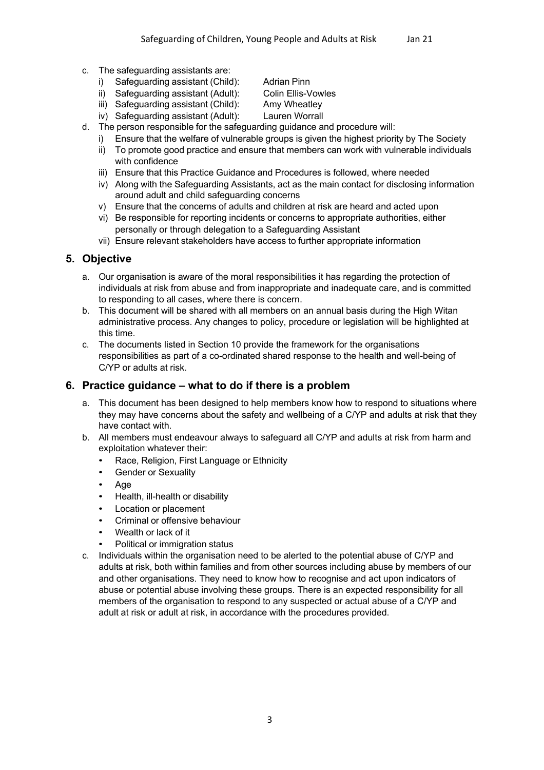c. The safeguarding assistants are:
   i) Safeguarding assistant (Child): Adrian Pinn
   ii) Safeguarding assistant (Adult): Colin Ellis-Vowles
   iii) Safeguarding assistant (Child): Amy Wheatley
   iv) Safeguarding assistant (Adult): Lauren Worrall
d. The person responsible for the safeguarding guidance and procedure will:
   i) Ensure that the welfare of vulnerable groups is given the highest priority by The Society
   ii) To promote good practice and ensure that members can work with vulnerable individuals with confidence
   iii) Ensure that this Practice Guidance and Procedures is followed, where needed
   iv) Along with the Safeguarding Assistants, act as the main contact for disclosing information around adult and child safeguarding concerns
   v) Ensure that the concerns of adults and children at risk are heard and acted upon
   vi) Be responsible for reporting incidents or concerns to appropriate authorities, either personally or through delegation to a Safeguarding Assistant
   vii) Ensure relevant stakeholders have access to further appropriate information

## 5. Objective

a. Our organisation is aware of the moral responsibilities it has regarding the protection of individuals at risk from abuse and from inappropriate and inadequate care, and is committed to responding to all cases, where there is concern.
b. This document will be shared with all members on an annual basis during the High Witan administrative process. Any changes to policy, procedure or legislation will be highlighted at this time.
c. The documents listed in Section 10 provide the framework for the organisations responsibilities as part of a co-ordinated shared response to the health and well-being of C/YP or adults at risk.

## 6. Practice guidance – what to do if there is a problem

a. This document has been designed to help members know how to respond to situations where they may have concerns about the safety and wellbeing of a C/YP and adults at risk that they have contact with.
b. All members must endeavour always to safeguard all C/YP and adults at risk from harm and exploitation whatever their:
   - Race, Religion, First Language or Ethnicity
   - Gender or Sexuality
   - Age
   - Health, ill-health or disability
   - Location or placement
   - Criminal or offensive behaviour
   - Wealth or lack of it
   - Political or immigration status
c. Individuals within the organisation need to be alerted to the potential abuse of C/YP and adults at risk, both within families and from other sources including abuse by members of our and other organisations. They need to know how to recognise and act upon indicators of abuse or potential abuse involving these groups. There is an expected responsibility for all members of the organisation to respond to any suspected or actual abuse of a C/YP and adult at risk or adult at risk, in accordance with the procedures provided.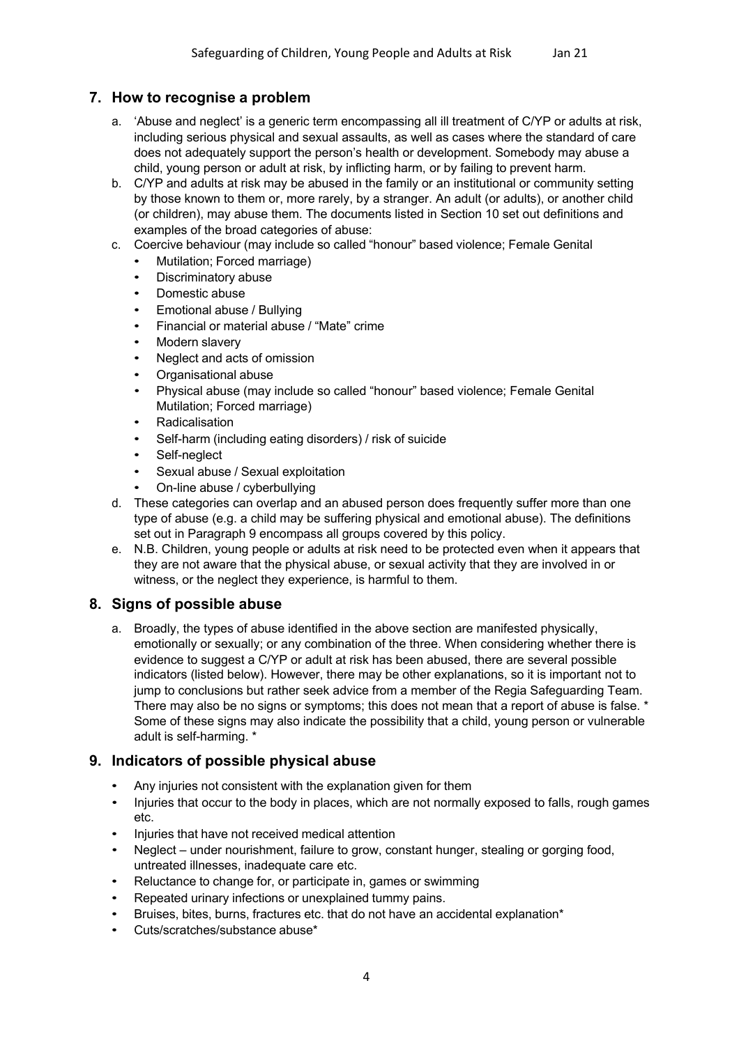## 7. How to recognise a problem

a. 'Abuse and neglect' is a generic term encompassing all ill treatment of C/YP or adults at risk, including serious physical and sexual assaults, as well as cases where the standard of care does not adequately support the person's health or development. Somebody may abuse a child, young person or adult at risk, by inflicting harm, or by failing to prevent harm.

b. C/YP and adults at risk may be abused in the family or an institutional or community setting by those known to them or, more rarely, by a stranger. An adult (or adults), or another child (or children), may abuse them. The documents listed in Section 10 set out definitions and examples of the broad categories of abuse:

c. Coercive behaviour (may include so called "honour" based violence; Female Genital
   - Mutilation; Forced marriage)
   - Discriminatory abuse
   - Domestic abuse
   - Emotional abuse / Bullying
   - Financial or material abuse / "Mate" crime
   - Modern slavery
   - Neglect and acts of omission
   - Organisational abuse
   - Physical abuse (may include so called "honour" based violence; Female Genital Mutilation; Forced marriage)
   - Radicalisation
   - Self-harm (including eating disorders) / risk of suicide
   - Self-neglect
   - Sexual abuse / Sexual exploitation
   - On-line abuse / cyberbullying

d. These categories can overlap and an abused person does frequently suffer more than one type of abuse (e.g. a child may be suffering physical and emotional abuse). The definitions set out in Paragraph 9 encompass all groups covered by this policy.

e. N.B. Children, young people or adults at risk need to be protected even when it appears that they are not aware that the physical abuse, or sexual activity that they are involved in or witness, or the neglect they experience, is harmful to them.

## 8. Signs of possible abuse

a. Broadly, the types of abuse identified in the above section are manifested physically, emotionally or sexually; or any combination of the three. When considering whether there is evidence to suggest a C/YP or adult at risk has been abused, there are several possible indicators (listed below). However, there may be other explanations, so it is important not to jump to conclusions but rather seek advice from a member of the Regia Safeguarding Team. There may also be no signs or symptoms; this does not mean that a report of abuse is false. * Some of these signs may also indicate the possibility that a child, young person or vulnerable adult is self-harming. *

## 9. Indicators of possible physical abuse

- Any injuries not consistent with the explanation given for them
- Injuries that occur to the body in places, which are not normally exposed to falls, rough games etc.
- Injuries that have not received medical attention
- Neglect – under nourishment, failure to grow, constant hunger, stealing or gorging food, untreated illnesses, inadequate care etc.
- Reluctance to change for, or participate in, games or swimming
- Repeated urinary infections or unexplained tummy pains.
- Bruises, bites, burns, fractures etc. that do not have an accidental explanation*
- Cuts/scratches/substance abuse*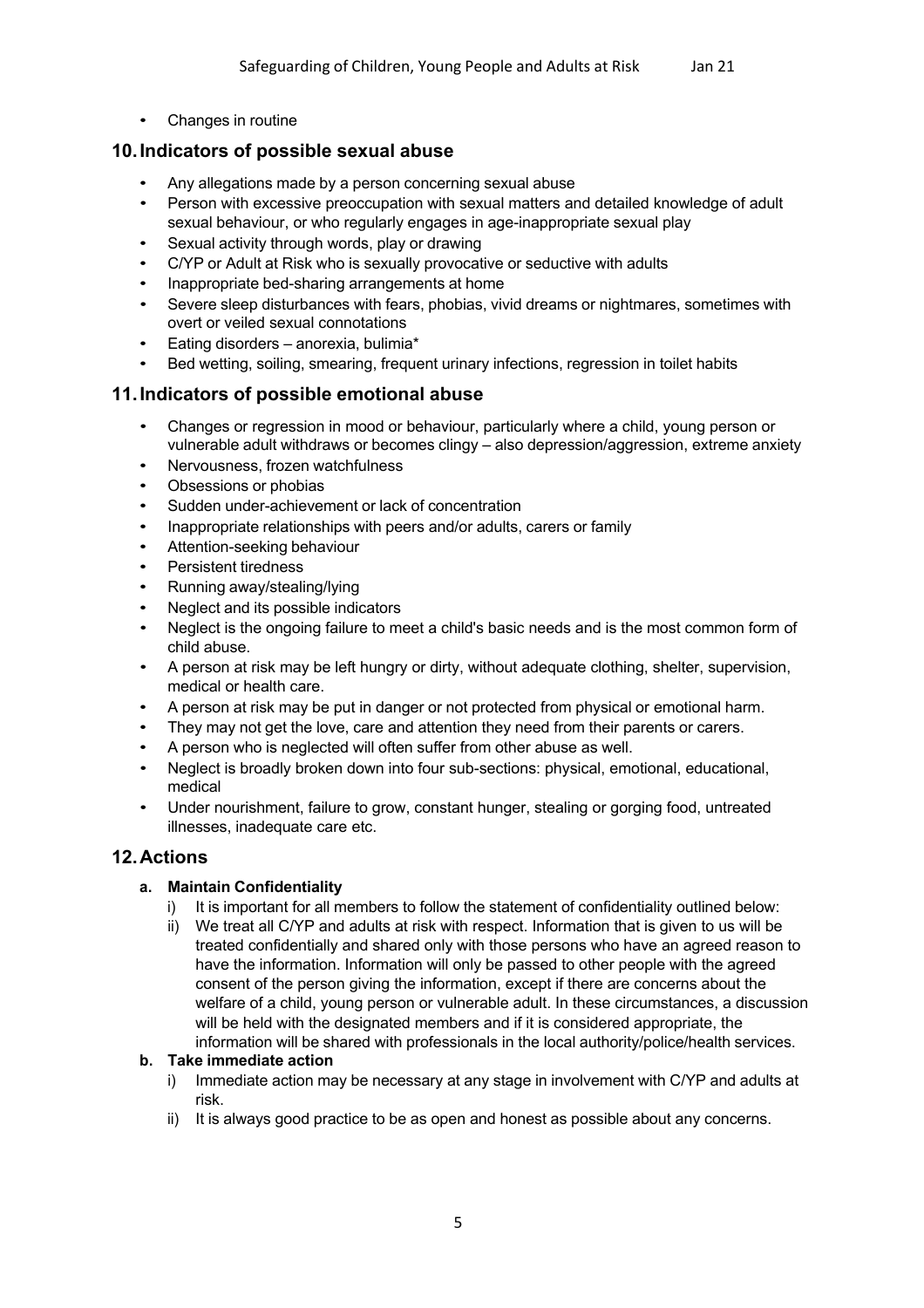- Changes in routine

## 10. Indicators of possible sexual abuse

- Any allegations made by a person concerning sexual abuse
- Person with excessive preoccupation with sexual matters and detailed knowledge of adult sexual behaviour, or who regularly engages in age-inappropriate sexual play
- Sexual activity through words, play or drawing
- C/YP or Adult at Risk who is sexually provocative or seductive with adults
- Inappropriate bed-sharing arrangements at home
- Severe sleep disturbances with fears, phobias, vivid dreams or nightmares, sometimes with overt or veiled sexual connotations
- Eating disorders – anorexia, bulimia*
- Bed wetting, soiling, smearing, frequent urinary infections, regression in toilet habits

## 11. Indicators of possible emotional abuse

- Changes or regression in mood or behaviour, particularly where a child, young person or vulnerable adult withdraws or becomes clingy – also depression/aggression, extreme anxiety
- Nervousness, frozen watchfulness
- Obsessions or phobias
- Sudden under-achievement or lack of concentration
- Inappropriate relationships with peers and/or adults, carers or family
- Attention-seeking behaviour
- Persistent tiredness
- Running away/stealing/lying
- Neglect and its possible indicators
- Neglect is the ongoing failure to meet a child's basic needs and is the most common form of child abuse.
- A person at risk may be left hungry or dirty, without adequate clothing, shelter, supervision, medical or health care.
- A person at risk may be put in danger or not protected from physical or emotional harm.
- They may not get the love, care and attention they need from their parents or carers.
- A person who is neglected will often suffer from other abuse as well.
- Neglect is broadly broken down into four sub-sections: physical, emotional, educational, medical
- Under nourishment, failure to grow, constant hunger, stealing or gorging food, untreated illnesses, inadequate care etc.

## 12. Actions

**a. Maintain Confidentiality**

i) It is important for all members to follow the statement of confidentiality outlined below:

ii) We treat all C/YP and adults at risk with respect. Information that is given to us will be treated confidentially and shared only with those persons who have an agreed reason to have the information. Information will only be passed to other people with the agreed consent of the person giving the information, except if there are concerns about the welfare of a child, young person or vulnerable adult. In these circumstances, a discussion will be held with the designated members and if it is considered appropriate, the information will be shared with professionals in the local authority/police/health services.

**b. Take immediate action**

i) Immediate action may be necessary at any stage in involvement with C/YP and adults at risk.

ii) It is always good practice to be as open and honest as possible about any concerns.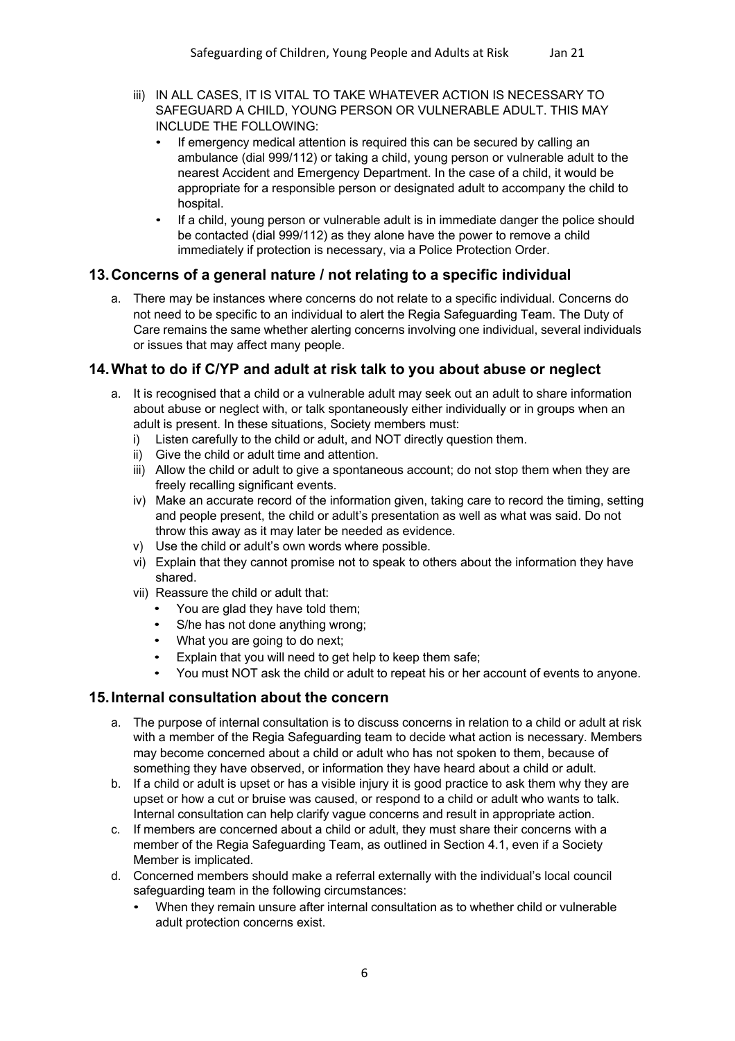iii) IN ALL CASES, IT IS VITAL TO TAKE WHATEVER ACTION IS NECESSARY TO SAFEGUARD A CHILD, YOUNG PERSON OR VULNERABLE ADULT. THIS MAY INCLUDE THE FOLLOWING:
   - If emergency medical attention is required this can be secured by calling an ambulance (dial 999/112) or taking a child, young person or vulnerable adult to the nearest Accident and Emergency Department. In the case of a child, it would be appropriate for a responsible person or designated adult to accompany the child to hospital.
   - If a child, young person or vulnerable adult is in immediate danger the police should be contacted (dial 999/112) as they alone have the power to remove a child immediately if protection is necessary, via a Police Protection Order.

## 13. Concerns of a general nature / not relating to a specific individual

a. There may be instances where concerns do not relate to a specific individual. Concerns do not need to be specific to an individual to alert the Regia Safeguarding Team. The Duty of Care remains the same whether alerting concerns involving one individual, several individuals or issues that may affect many people.

## 14. What to do if C/YP and adult at risk talk to you about abuse or neglect

a. It is recognised that a child or a vulnerable adult may seek out an adult to share information about abuse or neglect with, or talk spontaneously either individually or in groups when an adult is present. In these situations, Society members must:
   i) Listen carefully to the child or adult, and NOT directly question them.
   ii) Give the child or adult time and attention.
   iii) Allow the child or adult to give a spontaneous account; do not stop them when they are freely recalling significant events.
   iv) Make an accurate record of the information given, taking care to record the timing, setting and people present, the child or adult's presentation as well as what was said. Do not throw this away as it may later be needed as evidence.
   v) Use the child or adult's own words where possible.
   vi) Explain that they cannot promise not to speak to others about the information they have shared.
   vii) Reassure the child or adult that:
      - You are glad they have told them;
      - S/he has not done anything wrong;
      - What you are going to do next;
      - Explain that you will need to get help to keep them safe;
      - You must NOT ask the child or adult to repeat his or her account of events to anyone.

## 15. Internal consultation about the concern

a. The purpose of internal consultation is to discuss concerns in relation to a child or adult at risk with a member of the Regia Safeguarding team to decide what action is necessary. Members may become concerned about a child or adult who has not spoken to them, because of something they have observed, or information they have heard about a child or adult.

b. If a child or adult is upset or has a visible injury it is good practice to ask them why they are upset or how a cut or bruise was caused, or respond to a child or adult who wants to talk. Internal consultation can help clarify vague concerns and result in appropriate action.

c. If members are concerned about a child or adult, they must share their concerns with a member of the Regia Safeguarding Team, as outlined in Section 4.1, even if a Society Member is implicated.

d. Concerned members should make a referral externally with the individual's local council safeguarding team in the following circumstances:
   - When they remain unsure after internal consultation as to whether child or vulnerable adult protection concerns exist.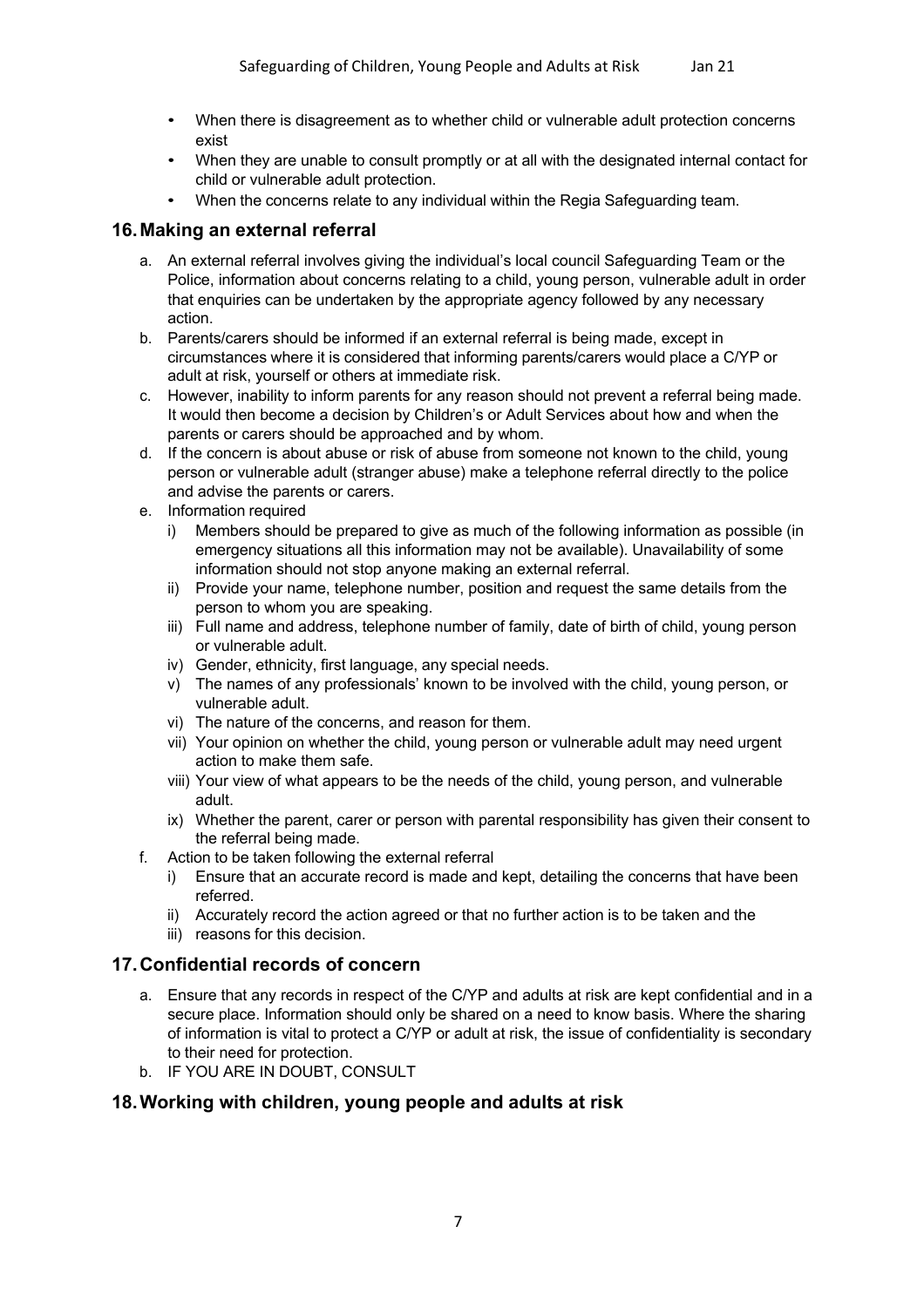- When there is disagreement as to whether child or vulnerable adult protection concerns exist
- When they are unable to consult promptly or at all with the designated internal contact for child or vulnerable adult protection.
- When the concerns relate to any individual within the Regia Safeguarding team.

## 16. Making an external referral

a. An external referral involves giving the individual's local council Safeguarding Team or the Police, information about concerns relating to a child, young person, vulnerable adult in order that enquiries can be undertaken by the appropriate agency followed by any necessary action.

b. Parents/carers should be informed if an external referral is being made, except in circumstances where it is considered that informing parents/carers would place a C/YP or adult at risk, yourself or others at immediate risk.

c. However, inability to inform parents for any reason should not prevent a referral being made. It would then become a decision by Children's or Adult Services about how and when the parents or carers should be approached and by whom.

d. If the concern is about abuse or risk of abuse from someone not known to the child, young person or vulnerable adult (stranger abuse) make a telephone referral directly to the police and advise the parents or carers.

e. Information required

   i) Members should be prepared to give as much of the following information as possible (in emergency situations all this information may not be available). Unavailability of some information should not stop anyone making an external referral.

   ii) Provide your name, telephone number, position and request the same details from the person to whom you are speaking.

   iii) Full name and address, telephone number of family, date of birth of child, young person or vulnerable adult.

   iv) Gender, ethnicity, first language, any special needs.

   v) The names of any professionals' known to be involved with the child, young person, or vulnerable adult.

   vi) The nature of the concerns, and reason for them.

   vii) Your opinion on whether the child, young person or vulnerable adult may need urgent action to make them safe.

   viii) Your view of what appears to be the needs of the child, young person, and vulnerable adult.

   ix) Whether the parent, carer or person with parental responsibility has given their consent to the referral being made.

f. Action to be taken following the external referral

   i) Ensure that an accurate record is made and kept, detailing the concerns that have been referred.

   ii) Accurately record the action agreed or that no further action is to be taken and the

   iii) reasons for this decision.

## 17. Confidential records of concern

a. Ensure that any records in respect of the C/YP and adults at risk are kept confidential and in a secure place. Information should only be shared on a need to know basis. Where the sharing of information is vital to protect a C/YP or adult at risk, the issue of confidentiality is secondary to their need for protection.

b. IF YOU ARE IN DOUBT, CONSULT

## 18. Working with children, young people and adults at risk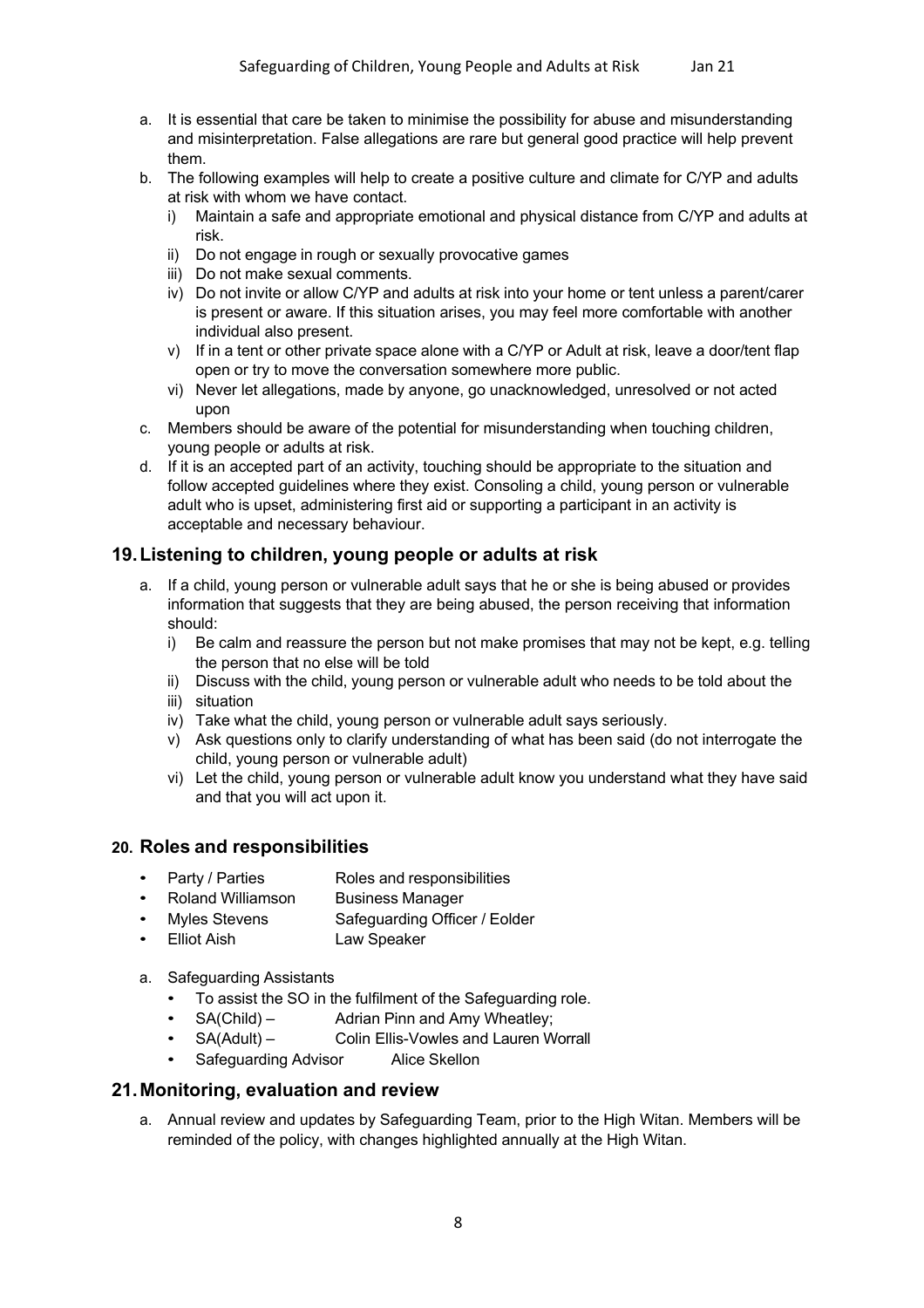a. It is essential that care be taken to minimise the possibility for abuse and misunderstanding and misinterpretation. False allegations are rare but general good practice will help prevent them.
b. The following examples will help to create a positive culture and climate for C/YP and adults at risk with whom we have contact.
   i) Maintain a safe and appropriate emotional and physical distance from C/YP and adults at risk.
   ii) Do not engage in rough or sexually provocative games
   iii) Do not make sexual comments.
   iv) Do not invite or allow C/YP and adults at risk into your home or tent unless a parent/carer is present or aware. If this situation arises, you may feel more comfortable with another individual also present.
   v) If in a tent or other private space alone with a C/YP or Adult at risk, leave a door/tent flap open or try to move the conversation somewhere more public.
   vi) Never let allegations, made by anyone, go unacknowledged, unresolved or not acted upon
c. Members should be aware of the potential for misunderstanding when touching children, young people or adults at risk.
d. If it is an accepted part of an activity, touching should be appropriate to the situation and follow accepted guidelines where they exist. Consoling a child, young person or vulnerable adult who is upset, administering first aid or supporting a participant in an activity is acceptable and necessary behaviour.

## 19. Listening to children, young people or adults at risk

a. If a child, young person or vulnerable adult says that he or she is being abused or provides information that suggests that they are being abused, the person receiving that information should:
   i) Be calm and reassure the person but not make promises that may not be kept, e.g. telling the person that no else will be told
   ii) Discuss with the child, young person or vulnerable adult who needs to be told about the
   iii) situation
   iv) Take what the child, young person or vulnerable adult says seriously.
   v) Ask questions only to clarify understanding of what has been said (do not interrogate the child, young person or vulnerable adult)
   vi) Let the child, young person or vulnerable adult know you understand what they have said and that you will act upon it.

## 20. Roles and responsibilities

- Party / Parties — Roles and responsibilities
- Roland Williamson — Business Manager
- Myles Stevens — Safeguarding Officer / Eolder
- Elliot Aish — Law Speaker

a. Safeguarding Assistants
   - To assist the SO in the fulfilment of the Safeguarding role.
   - SA(Child) – Adrian Pinn and Amy Wheatley;
   - SA(Adult) – Colin Ellis-Vowles and Lauren Worrall
   - Safeguarding Advisor Alice Skellon

## 21. Monitoring, evaluation and review

a. Annual review and updates by Safeguarding Team, prior to the High Witan. Members will be reminded of the policy, with changes highlighted annually at the High Witan.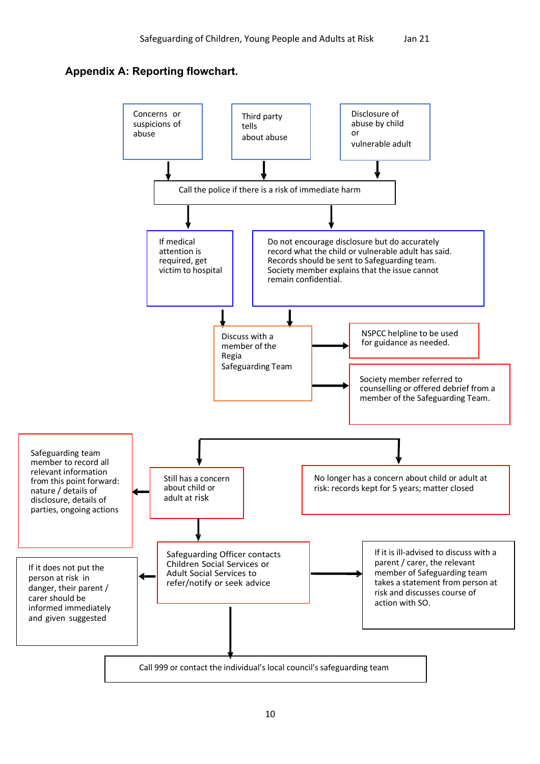## Appendix A: Reporting flowchart.

Concerns or suspicions of abuse

Third party tells about abuse

Disclosure of abuse by child or vulnerable adult

Call the police if there is a risk of immediate harm

If medical attention is required, get victim to hospital

Do not encourage disclosure but do accurately record what the child or vulnerable adult has said. Records should be sent to Safeguarding team. Society member explains that the issue cannot remain confidential.

Discuss with a member of the Regia Safeguarding Team

NSPCC helpline to be used for guidance as needed.

Society member referred to counselling or offered debrief from a member of the Safeguarding Team.

Safeguarding team member to record all relevant information from this point forward: nature / details of disclosure, details of parties, ongoing actions

Still has a concern about child or adult at risk

No longer has a concern about child or adult at risk: records kept for 5 years; matter closed

If it does not put the person at risk in danger, their parent / carer should be informed immediately and given suggested

Safeguarding Officer contacts Children Social Services or Adult Social Services to refer/notify or seek advice

If it is ill-advised to discuss with a parent / carer, the relevant member of Safeguarding team takes a statement from person at risk and discusses course of action with SO.

Call 999 or contact the individual's local council's safeguarding team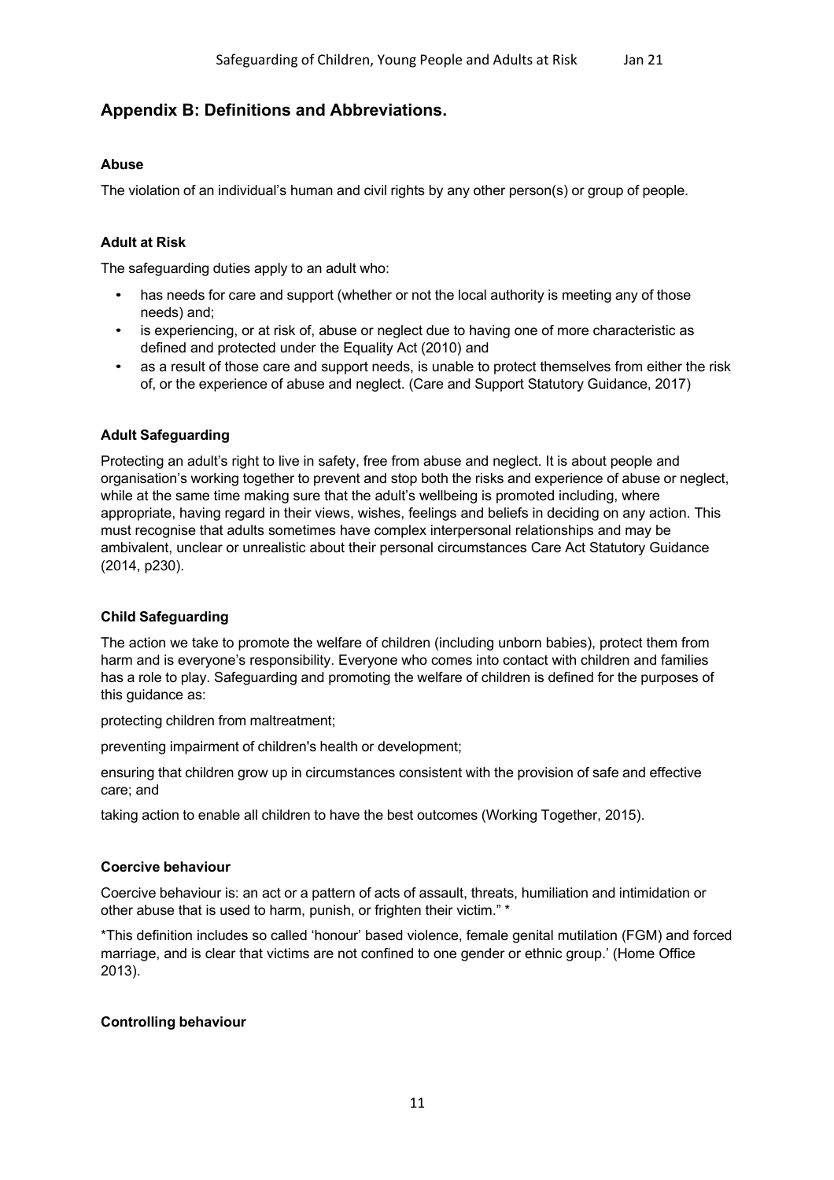## Appendix B: Definitions and Abbreviations.

**Abuse**

The violation of an individual's human and civil rights by any other person(s) or group of people.

**Adult at Risk**

The safeguarding duties apply to an adult who:

- has needs for care and support (whether or not the local authority is meeting any of those needs) and;
- is experiencing, or at risk of, abuse or neglect due to having one of more characteristic as defined and protected under the Equality Act (2010) and
- as a result of those care and support needs, is unable to protect themselves from either the risk of, or the experience of abuse and neglect. (Care and Support Statutory Guidance, 2017)

**Adult Safeguarding**

Protecting an adult's right to live in safety, free from abuse and neglect. It is about people and organisation's working together to prevent and stop both the risks and experience of abuse or neglect, while at the same time making sure that the adult's wellbeing is promoted including, where appropriate, having regard in their views, wishes, feelings and beliefs in deciding on any action. This must recognise that adults sometimes have complex interpersonal relationships and may be ambivalent, unclear or unrealistic about their personal circumstances Care Act Statutory Guidance (2014, p230).

**Child Safeguarding**

The action we take to promote the welfare of children (including unborn babies), protect them from harm and is everyone's responsibility. Everyone who comes into contact with children and families has a role to play. Safeguarding and promoting the welfare of children is defined for the purposes of this guidance as:

protecting children from maltreatment;

preventing impairment of children's health or development;

ensuring that children grow up in circumstances consistent with the provision of safe and effective care; and

taking action to enable all children to have the best outcomes (Working Together, 2015).

**Coercive behaviour**

Coercive behaviour is: an act or a pattern of acts of assault, threats, humiliation and intimidation or other abuse that is used to harm, punish, or frighten their victim." *

*This definition includes so called 'honour' based violence, female genital mutilation (FGM) and forced marriage, and is clear that victims are not confined to one gender or ethnic group.' (Home Office 2013).

**Controlling behaviour**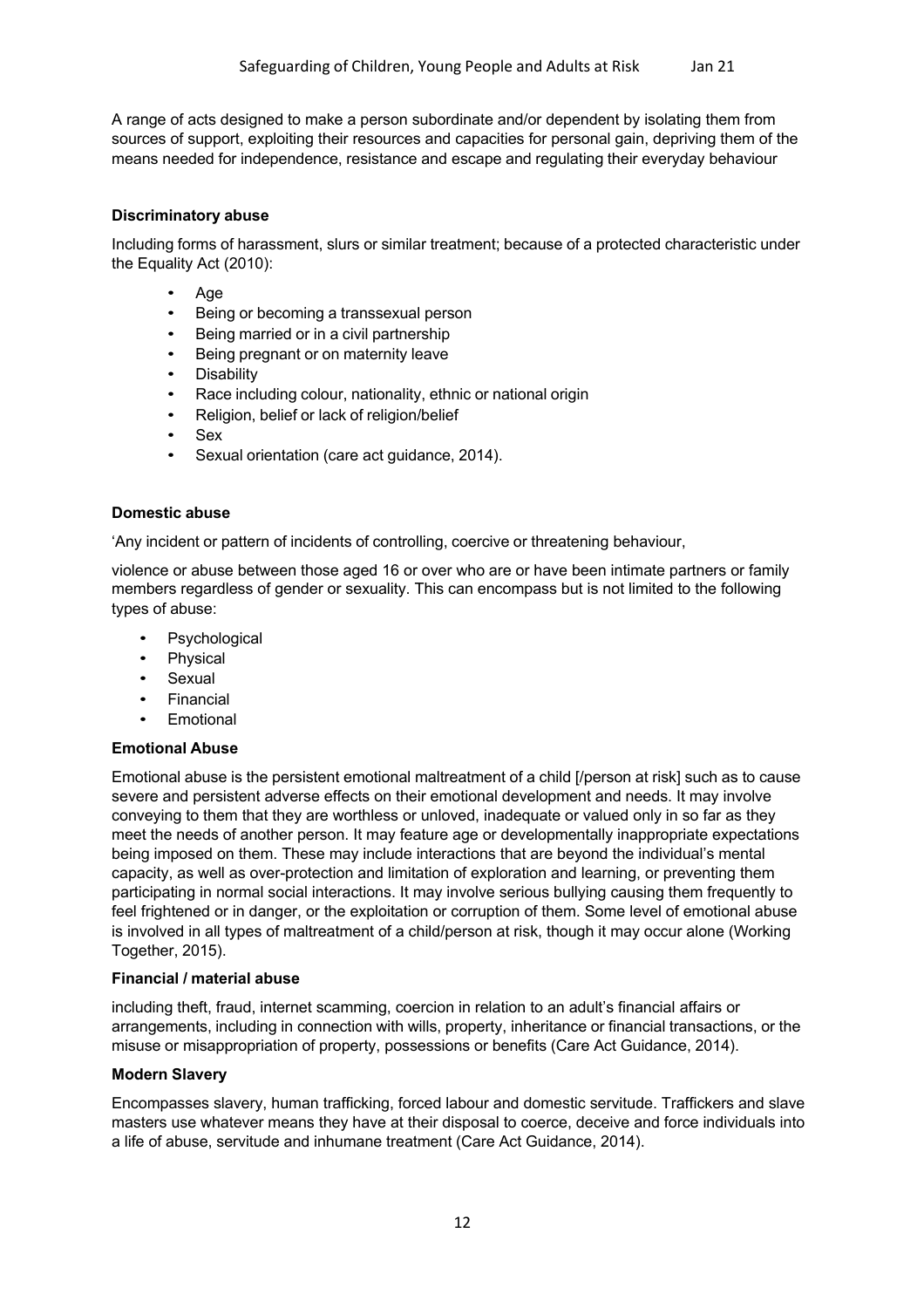A range of acts designed to make a person subordinate and/or dependent by isolating them from sources of support, exploiting their resources and capacities for personal gain, depriving them of the means needed for independence, resistance and escape and regulating their everyday behaviour

**Discriminatory abuse**

Including forms of harassment, slurs or similar treatment; because of a protected characteristic under the Equality Act (2010):

- Age
- Being or becoming a transsexual person
- Being married or in a civil partnership
- Being pregnant or on maternity leave
- Disability
- Race including colour, nationality, ethnic or national origin
- Religion, belief or lack of religion/belief
- Sex
- Sexual orientation (care act guidance, 2014).

**Domestic abuse**

'Any incident or pattern of incidents of controlling, coercive or threatening behaviour,

violence or abuse between those aged 16 or over who are or have been intimate partners or family members regardless of gender or sexuality. This can encompass but is not limited to the following types of abuse:

- Psychological
- Physical
- Sexual
- Financial
- Emotional

**Emotional Abuse**

Emotional abuse is the persistent emotional maltreatment of a child [/person at risk] such as to cause severe and persistent adverse effects on their emotional development and needs. It may involve conveying to them that they are worthless or unloved, inadequate or valued only in so far as they meet the needs of another person. It may feature age or developmentally inappropriate expectations being imposed on them. These may include interactions that are beyond the individual's mental capacity, as well as over-protection and limitation of exploration and learning, or preventing them participating in normal social interactions. It may involve serious bullying causing them frequently to feel frightened or in danger, or the exploitation or corruption of them. Some level of emotional abuse is involved in all types of maltreatment of a child/person at risk, though it may occur alone (Working Together, 2015).

**Financial / material abuse**

including theft, fraud, internet scamming, coercion in relation to an adult's financial affairs or arrangements, including in connection with wills, property, inheritance or financial transactions, or the misuse or misappropriation of property, possessions or benefits (Care Act Guidance, 2014).

**Modern Slavery**

Encompasses slavery, human trafficking, forced labour and domestic servitude. Traffickers and slave masters use whatever means they have at their disposal to coerce, deceive and force individuals into a life of abuse, servitude and inhumane treatment (Care Act Guidance, 2014).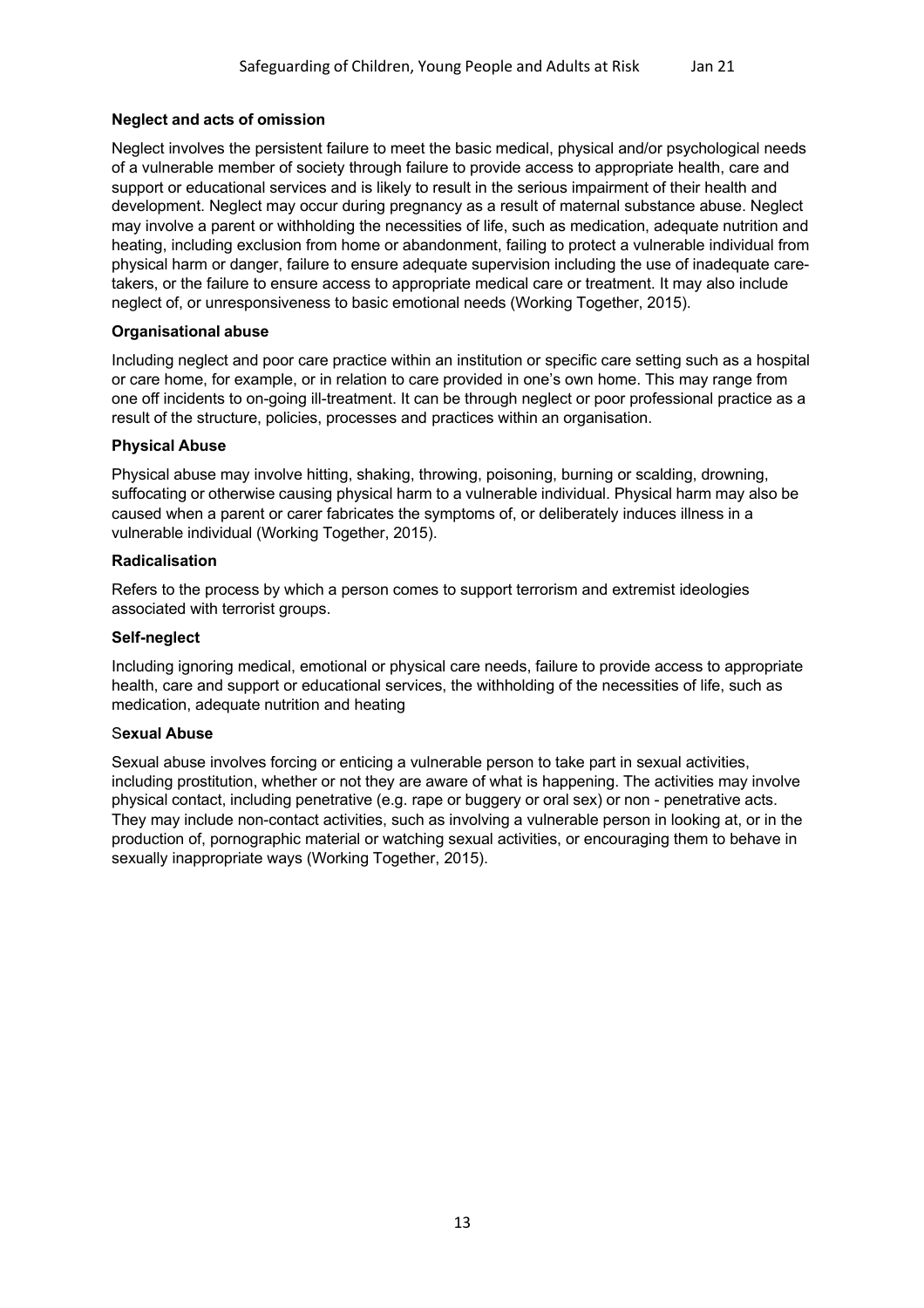**Neglect and acts of omission**

Neglect involves the persistent failure to meet the basic medical, physical and/or psychological needs of a vulnerable member of society through failure to provide access to appropriate health, care and support or educational services and is likely to result in the serious impairment of their health and development. Neglect may occur during pregnancy as a result of maternal substance abuse. Neglect may involve a parent or withholding the necessities of life, such as medication, adequate nutrition and heating, including exclusion from home or abandonment, failing to protect a vulnerable individual from physical harm or danger, failure to ensure adequate supervision including the use of inadequate care-takers, or the failure to ensure access to appropriate medical care or treatment. It may also include neglect of, or unresponsiveness to basic emotional needs (Working Together, 2015).

**Organisational abuse**

Including neglect and poor care practice within an institution or specific care setting such as a hospital or care home, for example, or in relation to care provided in one's own home. This may range from one off incidents to on-going ill-treatment. It can be through neglect or poor professional practice as a result of the structure, policies, processes and practices within an organisation.

**Physical Abuse**

Physical abuse may involve hitting, shaking, throwing, poisoning, burning or scalding, drowning, suffocating or otherwise causing physical harm to a vulnerable individual. Physical harm may also be caused when a parent or carer fabricates the symptoms of, or deliberately induces illness in a vulnerable individual (Working Together, 2015).

**Radicalisation**

Refers to the process by which a person comes to support terrorism and extremist ideologies associated with terrorist groups.

**Self-neglect**

Including ignoring medical, emotional or physical care needs, failure to provide access to appropriate health, care and support or educational services, the withholding of the necessities of life, such as medication, adequate nutrition and heating

**Sexual Abuse**

Sexual abuse involves forcing or enticing a vulnerable person to take part in sexual activities, including prostitution, whether or not they are aware of what is happening. The activities may involve physical contact, including penetrative (e.g. rape or buggery or oral sex) or non - penetrative acts. They may include non-contact activities, such as involving a vulnerable person in looking at, or in the production of, pornographic material or watching sexual activities, or encouraging them to behave in sexually inappropriate ways (Working Together, 2015).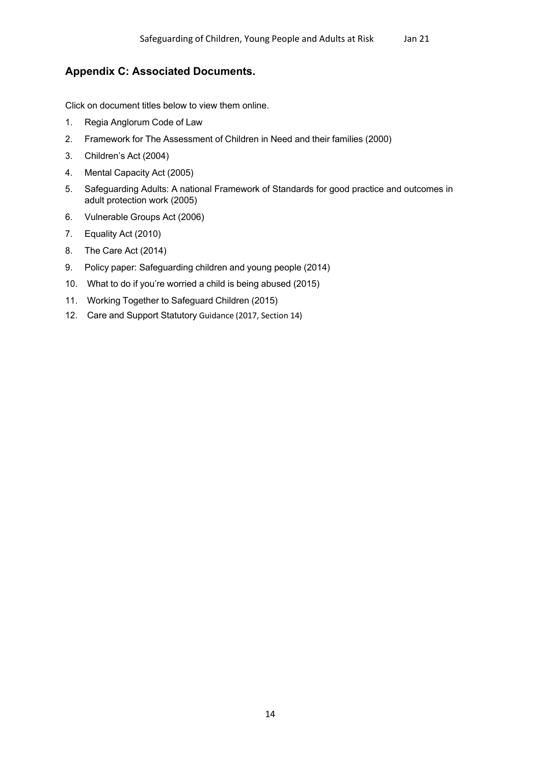## Appendix C: Associated Documents.

Click on document titles below to view them online.

1. Regia Anglorum Code of Law
2. Framework for The Assessment of Children in Need and their families (2000)
3. Children's Act (2004)
4. Mental Capacity Act (2005)
5. Safeguarding Adults: A national Framework of Standards for good practice and outcomes in adult protection work (2005)
6. Vulnerable Groups Act (2006)
7. Equality Act (2010)
8. The Care Act (2014)
9. Policy paper: Safeguarding children and young people (2014)
10. What to do if you're worried a child is being abused (2015)
11. Working Together to Safeguard Children (2015)
12. Care and Support Statutory Guidance (2017, Section 14)